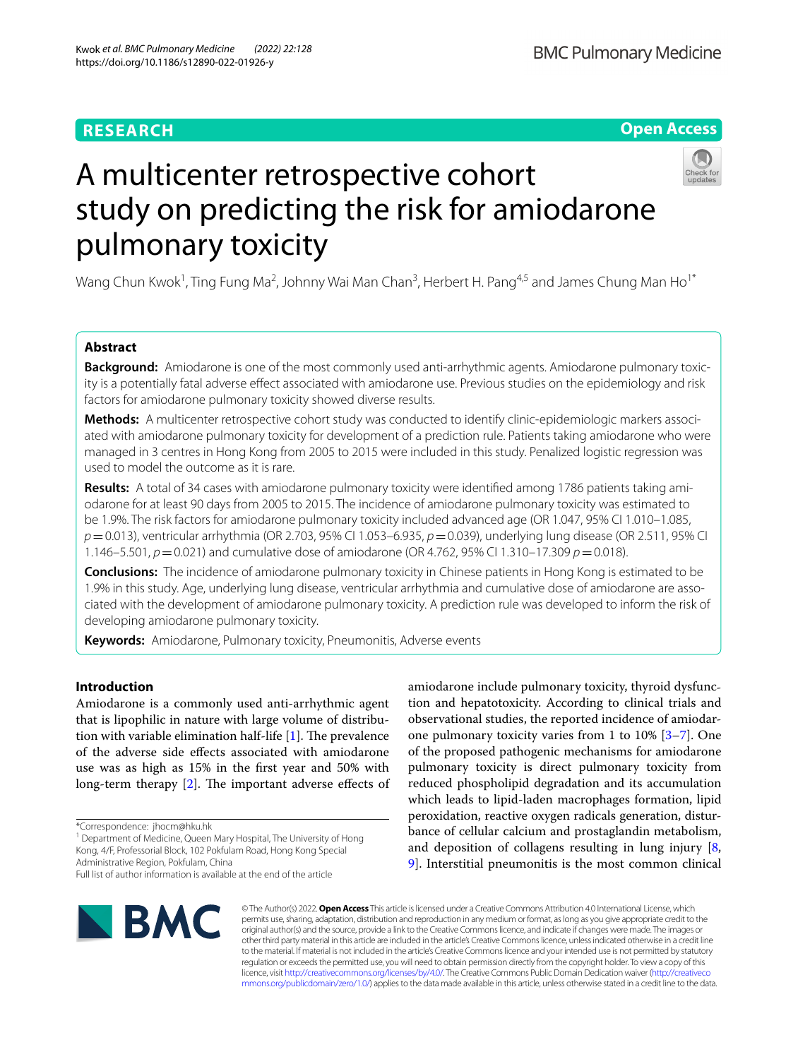RESEARCH

Open Access

# A multicenter retrospective cohort study on predicting the risk for amiodarone pulmonary toxicity

Wang Chun Kwok[1], Ting Fung Ma[2], Johnny Wai Man Chan[3], Herbert H. Pang[4,5] and James Chung Man Ho[1*]

## Abstract

**Background:** Amiodarone is one of the most commonly used anti-arrhythmic agents. Amiodarone pulmonary toxicity is a potentially fatal adverse effect associated with amiodarone use. Previous studies on the epidemiology and risk factors for amiodarone pulmonary toxicity showed diverse results.

**Methods:** A multicenter retrospective cohort study was conducted to identify clinic-epidemiologic markers associated with amiodarone pulmonary toxicity for development of a prediction rule. Patients taking amiodarone who were managed in 3 centres in Hong Kong from 2005 to 2015 were included in this study. Penalized logistic regression was used to model the outcome as it is rare.

**Results:** A total of 34 cases with amiodarone pulmonary toxicity were identified among 1786 patients taking amiodarone for at least 90 days from 2005 to 2015. The incidence of amiodarone pulmonary toxicity was estimated to be 1.9%. The risk factors for amiodarone pulmonary toxicity included advanced age (OR 1.047, 95% CI 1.010–1.085, $p = 0.013$), ventricular arrhythmia (OR 2.703, 95% CI 1.053–6.935, $p = 0.039$), underlying lung disease (OR 2.511, 95% CI 1.146–5.501, $p = 0.021$) and cumulative dose of amiodarone (OR 4.762, 95% CI 1.310–17.309 $p = 0.018$).

**Conclusions:** The incidence of amiodarone pulmonary toxicity in Chinese patients in Hong Kong is estimated to be 1.9% in this study. Age, underlying lung disease, ventricular arrhythmia and cumulative dose of amiodarone are associated with the development of amiodarone pulmonary toxicity. A prediction rule was developed to inform the risk of developing amiodarone pulmonary toxicity.

**Keywords:** Amiodarone, Pulmonary toxicity, Pneumonitis, Adverse events

## Introduction

Amiodarone is a commonly used anti-arrhythmic agent that is lipophilic in nature with large volume of distribution with variable elimination half-life [1]. The prevalence of the adverse side effects associated with amiodarone use was as high as 15% in the first year and 50% with long-term therapy [2]. The important adverse effects of amiodarone include pulmonary toxicity, thyroid dysfunction and hepatotoxicity. According to clinical trials and observational studies, the reported incidence of amiodarone pulmonary toxicity varies from 1 to 10% [3–7]. One of the proposed pathogenic mechanisms for amiodarone pulmonary toxicity is direct pulmonary toxicity from reduced phospholipid degradation and its accumulation which leads to lipid-laden macrophages formation, lipid peroxidation, reactive oxygen radicals generation, disturbance of cellular calcium and prostaglandin metabolism, and deposition of collagens resulting in lung injury [8, 9]. Interstitial pneumonitis is the most common clinical

*Correspondence: jhocm@hku.hk
[1] Department of Medicine, Queen Mary Hospital, The University of Hong Kong, 4/F, Professorial Block, 102 Pokfulam Road, Hong Kong Special Administrative Region, Pokfulam, China
Full list of author information is available at the end of the article

© The Author(s) 2022. **Open Access** This article is licensed under a Creative Commons Attribution 4.0 International License, which permits use, sharing, adaptation, distribution and reproduction in any medium or format, as long as you give appropriate credit to the original author(s) and the source, provide a link to the Creative Commons licence, and indicate if changes were made. The images or other third party material in this article are included in the article's Creative Commons licence, unless indicated otherwise in a credit line to the material. If material is not included in the article's Creative Commons licence and your intended use is not permitted by statutory regulation or exceeds the permitted use, you will need to obtain permission directly from the copyright holder. To view a copy of this licence, visit http://creativecommons.org/licenses/by/4.0/. The Creative Commons Public Domain Dedication waiver (http://creativecommons.org/publicdomain/zero/1.0/) applies to the data made available in this article, unless otherwise stated in a credit line to the data.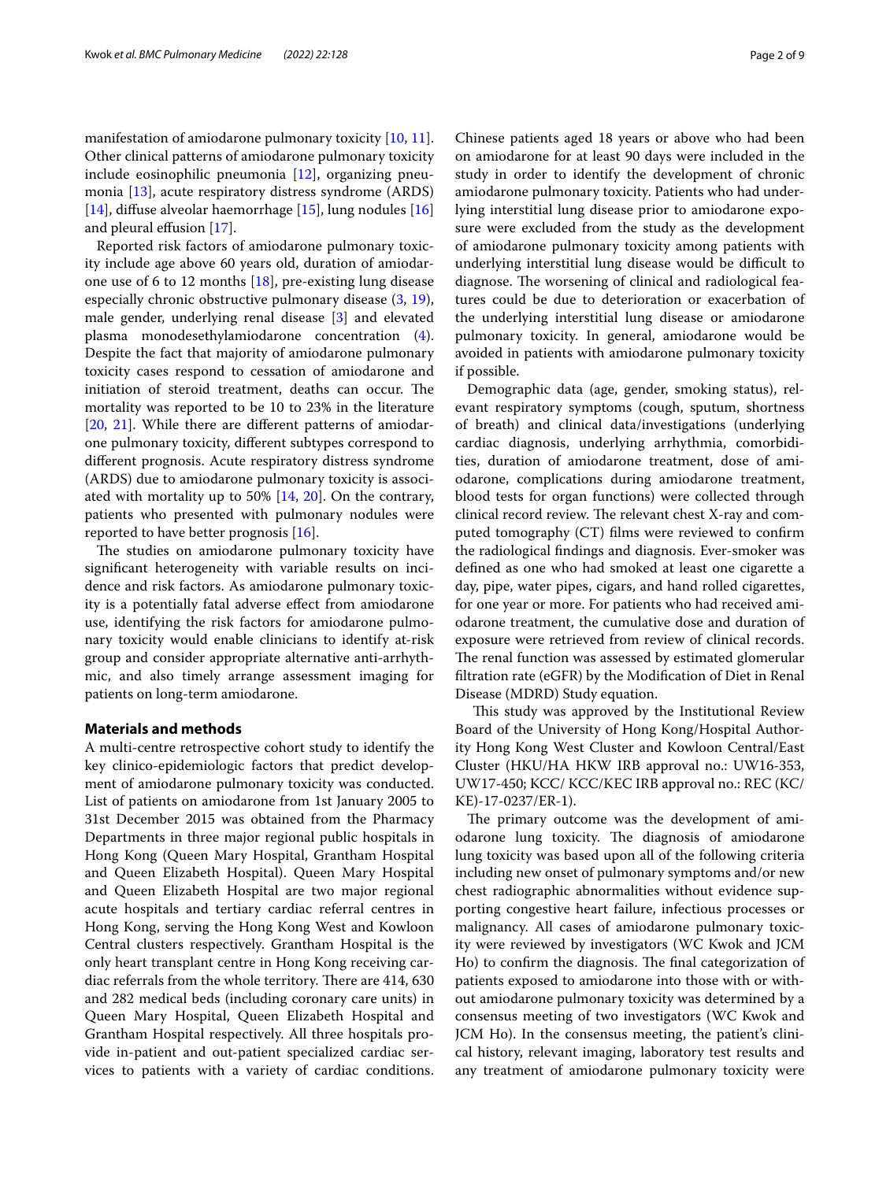manifestation of amiodarone pulmonary toxicity [10, 11]. Other clinical patterns of amiodarone pulmonary toxicity include eosinophilic pneumonia [12], organizing pneumonia [13], acute respiratory distress syndrome (ARDS) [14], diffuse alveolar haemorrhage [15], lung nodules [16] and pleural effusion [17].

Reported risk factors of amiodarone pulmonary toxicity include age above 60 years old, duration of amiodarone use of 6 to 12 months [18], pre-existing lung disease especially chronic obstructive pulmonary disease (3, 19), male gender, underlying renal disease [3] and elevated plasma monodesethylamiodarone concentration (4). Despite the fact that majority of amiodarone pulmonary toxicity cases respond to cessation of amiodarone and initiation of steroid treatment, deaths can occur. The mortality was reported to be 10 to 23% in the literature [20, 21]. While there are different patterns of amiodarone pulmonary toxicity, different subtypes correspond to different prognosis. Acute respiratory distress syndrome (ARDS) due to amiodarone pulmonary toxicity is associated with mortality up to 50% [14, 20]. On the contrary, patients who presented with pulmonary nodules were reported to have better prognosis [16].

The studies on amiodarone pulmonary toxicity have significant heterogeneity with variable results on incidence and risk factors. As amiodarone pulmonary toxicity is a potentially fatal adverse effect from amiodarone use, identifying the risk factors for amiodarone pulmonary toxicity would enable clinicians to identify at-risk group and consider appropriate alternative anti-arrhythmic, and also timely arrange assessment imaging for patients on long-term amiodarone.

## Materials and methods

A multi-centre retrospective cohort study to identify the key clinico-epidemiologic factors that predict development of amiodarone pulmonary toxicity was conducted. List of patients on amiodarone from 1st January 2005 to 31st December 2015 was obtained from the Pharmacy Departments in three major regional public hospitals in Hong Kong (Queen Mary Hospital, Grantham Hospital and Queen Elizabeth Hospital). Queen Mary Hospital and Queen Elizabeth Hospital are two major regional acute hospitals and tertiary cardiac referral centres in Hong Kong, serving the Hong Kong West and Kowloon Central clusters respectively. Grantham Hospital is the only heart transplant centre in Hong Kong receiving cardiac referrals from the whole territory. There are 414, 630 and 282 medical beds (including coronary care units) in Queen Mary Hospital, Queen Elizabeth Hospital and Grantham Hospital respectively. All three hospitals provide in-patient and out-patient specialized cardiac services to patients with a variety of cardiac conditions. Chinese patients aged 18 years or above who had been on amiodarone for at least 90 days were included in the study in order to identify the development of chronic amiodarone pulmonary toxicity. Patients who had underlying interstitial lung disease prior to amiodarone exposure were excluded from the study as the development of amiodarone pulmonary toxicity among patients with underlying interstitial lung disease would be difficult to diagnose. The worsening of clinical and radiological features could be due to deterioration or exacerbation of the underlying interstitial lung disease or amiodarone pulmonary toxicity. In general, amiodarone would be avoided in patients with amiodarone pulmonary toxicity if possible.

Demographic data (age, gender, smoking status), relevant respiratory symptoms (cough, sputum, shortness of breath) and clinical data/investigations (underlying cardiac diagnosis, underlying arrhythmia, comorbidities, duration of amiodarone treatment, dose of amiodarone, complications during amiodarone treatment, blood tests for organ functions) were collected through clinical record review. The relevant chest X-ray and computed tomography (CT) films were reviewed to confirm the radiological findings and diagnosis. Ever-smoker was defined as one who had smoked at least one cigarette a day, pipe, water pipes, cigars, and hand rolled cigarettes, for one year or more. For patients who had received amiodarone treatment, the cumulative dose and duration of exposure were retrieved from review of clinical records. The renal function was assessed by estimated glomerular filtration rate (eGFR) by the Modification of Diet in Renal Disease (MDRD) Study equation.

This study was approved by the Institutional Review Board of the University of Hong Kong/Hospital Authority Hong Kong West Cluster and Kowloon Central/East Cluster (HKU/HA HKW IRB approval no.: UW16-353, UW17-450; KCC/ KCC/KEC IRB approval no.: REC (KC/KE)-17-0237/ER-1).

The primary outcome was the development of amiodarone lung toxicity. The diagnosis of amiodarone lung toxicity was based upon all of the following criteria including new onset of pulmonary symptoms and/or new chest radiographic abnormalities without evidence supporting congestive heart failure, infectious processes or malignancy. All cases of amiodarone pulmonary toxicity were reviewed by investigators (WC Kwok and JCM Ho) to confirm the diagnosis. The final categorization of patients exposed to amiodarone into those with or without amiodarone pulmonary toxicity was determined by a consensus meeting of two investigators (WC Kwok and JCM Ho). In the consensus meeting, the patient's clinical history, relevant imaging, laboratory test results and any treatment of amiodarone pulmonary toxicity were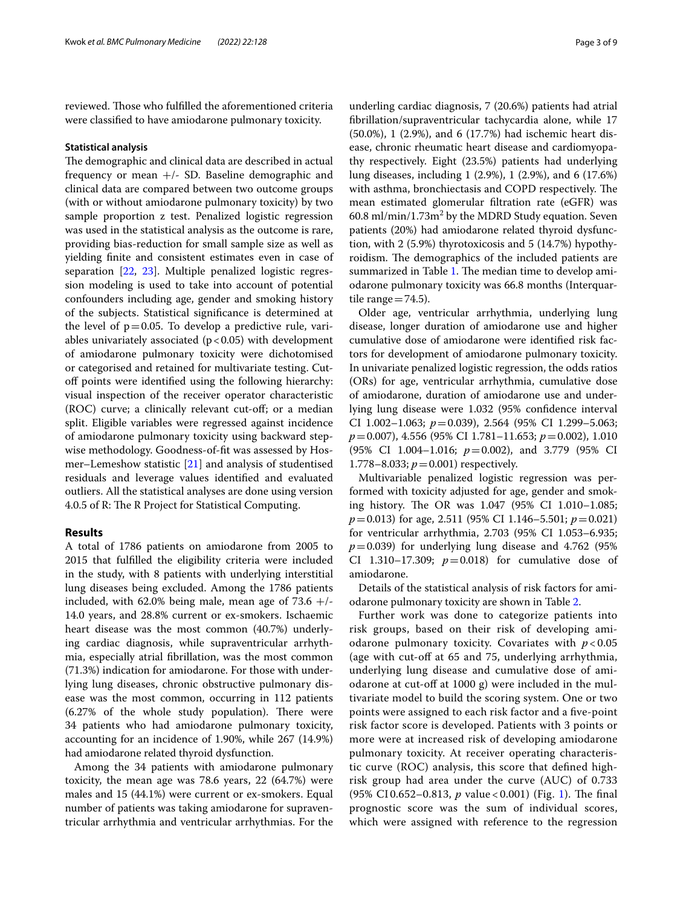reviewed. Those who fulfilled the aforementioned criteria were classified to have amiodarone pulmonary toxicity.

### Statistical analysis

The demographic and clinical data are described in actual frequency or mean +/- SD. Baseline demographic and clinical data are compared between two outcome groups (with or without amiodarone pulmonary toxicity) by two sample proportion z test. Penalized logistic regression was used in the statistical analysis as the outcome is rare, providing bias-reduction for small sample size as well as yielding finite and consistent estimates even in case of separation [22, 23]. Multiple penalized logistic regression modeling is used to take into account of potential confounders including age, gender and smoking history of the subjects. Statistical significance is determined at the level of $p = 0.05$. To develop a predictive rule, variables univariately associated ($p < 0.05$) with development of amiodarone pulmonary toxicity were dichotomised or categorised and retained for multivariate testing. Cut-off points were identified using the following hierarchy: visual inspection of the receiver operator characteristic (ROC) curve; a clinically relevant cut-off; or a median split. Eligible variables were regressed against incidence of amiodarone pulmonary toxicity using backward stepwise methodology. Goodness-of-fit was assessed by Hosmer–Lemeshow statistic [21] and analysis of studentised residuals and leverage values identified and evaluated outliers. All the statistical analyses are done using version 4.0.5 of R: The R Project for Statistical Computing.

## Results

A total of 1786 patients on amiodarone from 2005 to 2015 that fulfilled the eligibility criteria were included in the study, with 8 patients with underlying interstitial lung diseases being excluded. Among the 1786 patients included, with 62.0% being male, mean age of 73.6 +/- 14.0 years, and 28.8% current or ex-smokers. Ischaemic heart disease was the most common (40.7%) underlying cardiac diagnosis, while supraventricular arrhythmia, especially atrial fibrillation, was the most common (71.3%) indication for amiodarone. For those with underlying lung diseases, chronic obstructive pulmonary disease was the most common, occurring in 112 patients (6.27% of the whole study population). There were 34 patients who had amiodarone pulmonary toxicity, accounting for an incidence of 1.90%, while 267 (14.9%) had amiodarone related thyroid dysfunction.

Among the 34 patients with amiodarone pulmonary toxicity, the mean age was 78.6 years, 22 (64.7%) were males and 15 (44.1%) were current or ex-smokers. Equal number of patients was taking amiodarone for supraventricular arrhythmia and ventricular arrhythmias. For the underling cardiac diagnosis, 7 (20.6%) patients had atrial fibrillation/supraventricular tachycardia alone, while 17 (50.0%), 1 (2.9%), and 6 (17.7%) had ischemic heart disease, chronic rheumatic heart disease and cardiomyopathy respectively. Eight (23.5%) patients had underlying lung diseases, including 1 (2.9%), 1 (2.9%), and 6 (17.6%) with asthma, bronchiectasis and COPD respectively. The mean estimated glomerular filtration rate (eGFR) was 60.8 ml/min/1.73m$^2$ by the MDRD Study equation. Seven patients (20%) had amiodarone related thyroid dysfunction, with 2 (5.9%) thyrotoxicosis and 5 (14.7%) hypothyroidism. The demographics of the included patients are summarized in Table 1. The median time to develop amiodarone pulmonary toxicity was 66.8 months (Interquartile range = 74.5).

Older age, ventricular arrhythmia, underlying lung disease, longer duration of amiodarone use and higher cumulative dose of amiodarone were identified risk factors for development of amiodarone pulmonary toxicity. In univariate penalized logistic regression, the odds ratios (ORs) for age, ventricular arrhythmia, cumulative dose of amiodarone, duration of amiodarone use and underlying lung disease were 1.032 (95% confidence interval CI 1.002–1.063; $p = 0.039$), 2.564 (95% CI 1.299–5.063; $p = 0.007$), 4.556 (95% CI 1.781–11.653; $p = 0.002$), 1.010 (95% CI 1.004–1.016; $p = 0.002$), and 3.779 (95% CI 1.778–8.033; $p = 0.001$) respectively.

Multivariable penalized logistic regression was performed with toxicity adjusted for age, gender and smoking history. The OR was 1.047 (95% CI 1.010–1.085; $p = 0.013$) for age, 2.511 (95% CI 1.146–5.501; $p = 0.021$) for ventricular arrhythmia, 2.703 (95% CI 1.053–6.935; $p = 0.039$) for underlying lung disease and 4.762 (95% CI 1.310–17.309; $p = 0.018$) for cumulative dose of amiodarone.

Details of the statistical analysis of risk factors for amiodarone pulmonary toxicity are shown in Table 2.

Further work was done to categorize patients into risk groups, based on their risk of developing amiodarone pulmonary toxicity. Covariates with $p < 0.05$ (age with cut-off at 65 and 75, underlying arrhythmia, underlying lung disease and cumulative dose of amiodarone at cut-off at 1000 g) were included in the multivariate model to build the scoring system. One or two points were assigned to each risk factor and a five-point risk factor score is developed. Patients with 3 points or more were at increased risk of developing amiodarone pulmonary toxicity. At receiver operating characteristic curve (ROC) analysis, this score that defined high-risk group had area under the curve (AUC) of 0.733 (95% CI 0.652–0.813, $p$ value < 0.001) (Fig. 1). The final prognostic score was the sum of individual scores, which were assigned with reference to the regression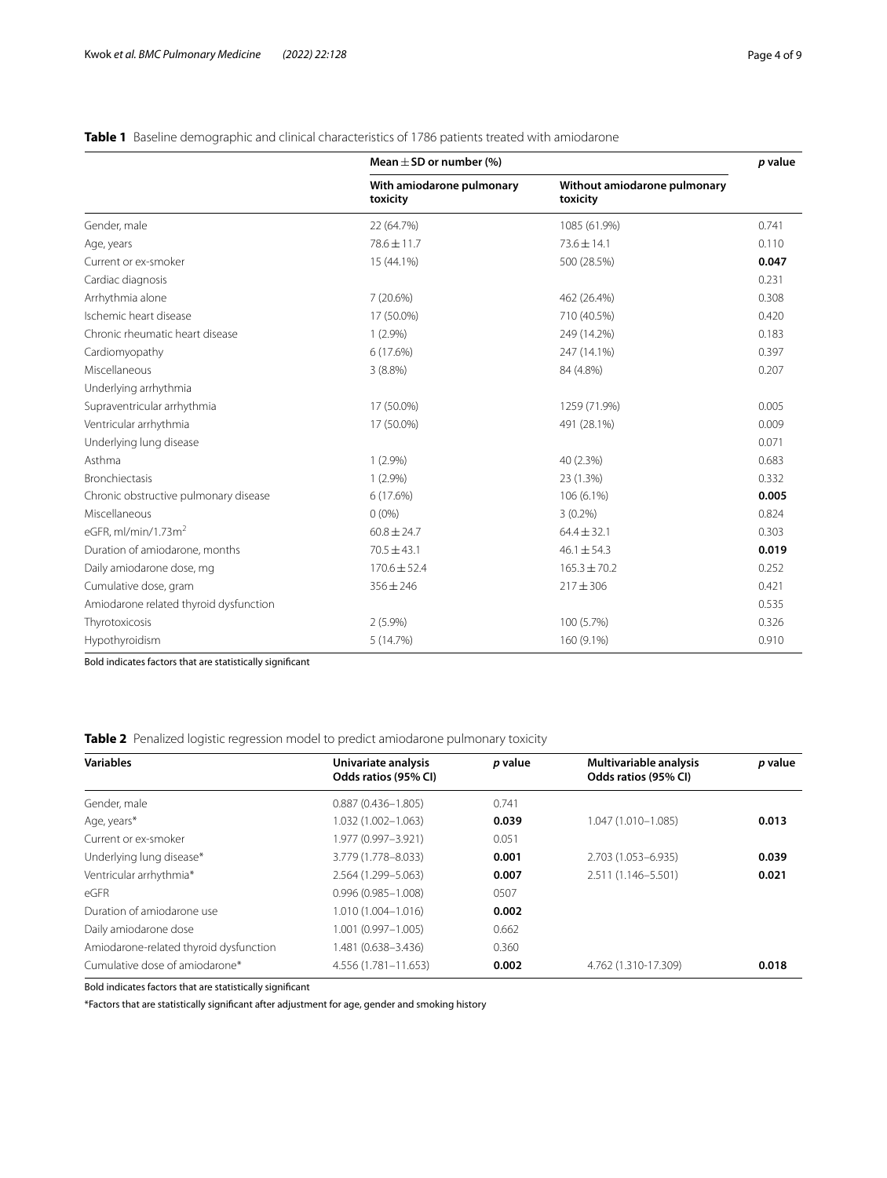**Table 1** Baseline demographic and clinical characteristics of 1786 patients treated with amiodarone

| | Mean ± SD or number (%) | | *p* value |
|---|---|---|---|
| | With amiodarone pulmonary toxicity | Without amiodarone pulmonary toxicity | |
| Gender, male | 22 (64.7%) | 1085 (61.9%) | 0.741 |
| Age, years | 78.6 ± 11.7 | 73.6 ± 14.1 | 0.110 |
| Current or ex-smoker | 15 (44.1%) | 500 (28.5%) | **0.047** |
| Cardiac diagnosis | | | 0.231 |
| Arrhythmia alone | 7 (20.6%) | 462 (26.4%) | 0.308 |
| Ischemic heart disease | 17 (50.0%) | 710 (40.5%) | 0.420 |
| Chronic rheumatic heart disease | 1 (2.9%) | 249 (14.2%) | 0.183 |
| Cardiomyopathy | 6 (17.6%) | 247 (14.1%) | 0.397 |
| Miscellaneous | 3 (8.8%) | 84 (4.8%) | 0.207 |
| Underlying arrhythmia | | | |
| Supraventricular arrhythmia | 17 (50.0%) | 1259 (71.9%) | 0.005 |
| Ventricular arrhythmia | 17 (50.0%) | 491 (28.1%) | 0.009 |
| Underlying lung disease | | | 0.071 |
| Asthma | 1 (2.9%) | 40 (2.3%) | 0.683 |
| Bronchiectasis | 1 (2.9%) | 23 (1.3%) | 0.332 |
| Chronic obstructive pulmonary disease | 6 (17.6%) | 106 (6.1%) | **0.005** |
| Miscellaneous | 0 (0%) | 3 (0.2%) | 0.824 |
| eGFR, ml/min/1.73m$^2$ | 60.8 ± 24.7 | 64.4 ± 32.1 | 0.303 |
| Duration of amiodarone, months | 70.5 ± 43.1 | 46.1 ± 54.3 | **0.019** |
| Daily amiodarone dose, mg | 170.6 ± 52.4 | 165.3 ± 70.2 | 0.252 |
| Cumulative dose, gram | 356 ± 246 | 217 ± 306 | 0.421 |
| Amiodarone related thyroid dysfunction | | | 0.535 |
| Thyrotoxicosis | 2 (5.9%) | 100 (5.7%) | 0.326 |
| Hypothyroidism | 5 (14.7%) | 160 (9.1%) | 0.910 |

Bold indicates factors that are statistically significant

**Table 2** Penalized logistic regression model to predict amiodarone pulmonary toxicity

| Variables | Univariate analysis Odds ratios (95% CI) | *p* value | Multivariable analysis Odds ratios (95% CI) | *p* value |
|---|---|---|---|---|
| Gender, male | 0.887 (0.436–1.805) | 0.741 | | |
| Age, years* | 1.032 (1.002–1.063) | **0.039** | 1.047 (1.010–1.085) | **0.013** |
| Current or ex-smoker | 1.977 (0.997–3.921) | 0.051 | | |
| Underlying lung disease* | 3.779 (1.778–8.033) | **0.001** | 2.703 (1.053–6.935) | **0.039** |
| Ventricular arrhythmia* | 2.564 (1.299–5.063) | **0.007** | 2.511 (1.146–5.501) | **0.021** |
| eGFR | 0.996 (0.985–1.008) | 0507 | | |
| Duration of amiodarone use | 1.010 (1.004–1.016) | **0.002** | | |
| Daily amiodarone dose | 1.001 (0.997–1.005) | 0.662 | | |
| Amiodarone-related thyroid dysfunction | 1.481 (0.638–3.436) | 0.360 | | |
| Cumulative dose of amiodarone* | 4.556 (1.781–11.653) | **0.002** | 4.762 (1.310-17.309) | **0.018** |

Bold indicates factors that are statistically significant

*Factors that are statistically significant after adjustment for age, gender and smoking history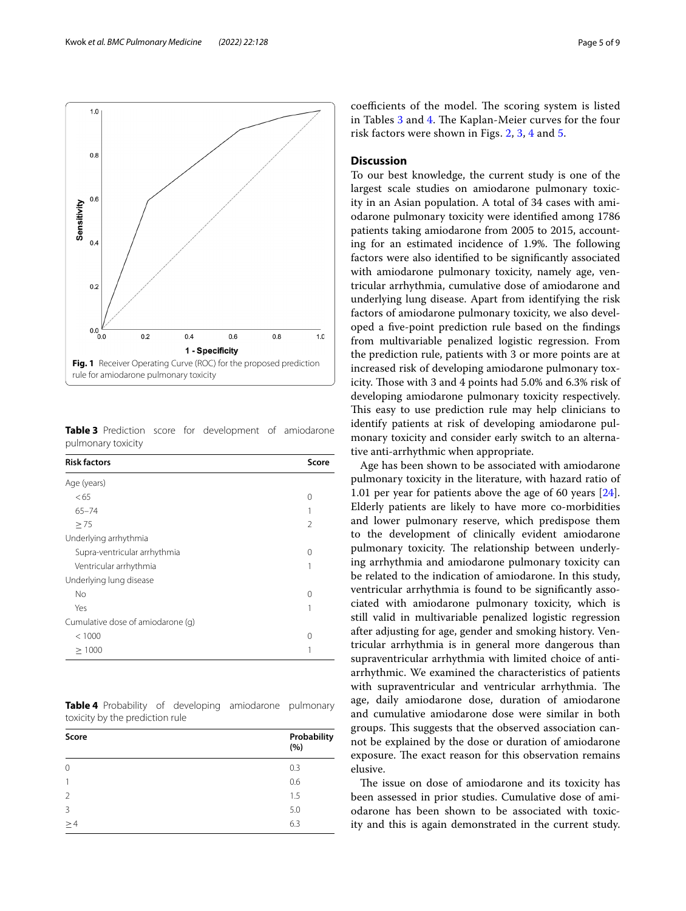Fig. 1 Receiver Operating Curve (ROC) for the proposed prediction rule for amiodarone pulmonary toxicity

**Table 3** Prediction score for development of amiodarone pulmonary toxicity

| Risk factors | Score |
|---|---|
| Age (years) | |
| < 65 | 0 |
| 65–74 | 1 |
| ≥ 75 | 2 |
| Underlying arrhythmia | |
| Supra-ventricular arrhythmia | 0 |
| Ventricular arrhythmia | 1 |
| Underlying lung disease | |
| No | 0 |
| Yes | 1 |
| Cumulative dose of amiodarone (g) | |
| < 1000 | 0 |
| ≥ 1000 | 1 |

**Table 4** Probability of developing amiodarone pulmonary toxicity by the prediction rule

| Score | Probability (%) |
|---|---|
| 0 | 0.3 |
| 1 | 0.6 |
| 2 | 1.5 |
| 3 | 5.0 |
| ≥ 4 | 6.3 |

coefficients of the model. The scoring system is listed in Tables 3 and 4. The Kaplan-Meier curves for the four risk factors were shown in Figs. 2, 3, 4 and 5.

## Discussion

To our best knowledge, the current study is one of the largest scale studies on amiodarone pulmonary toxicity in an Asian population. A total of 34 cases with amiodarone pulmonary toxicity were identified among 1786 patients taking amiodarone from 2005 to 2015, accounting for an estimated incidence of 1.9%. The following factors were also identified to be significantly associated with amiodarone pulmonary toxicity, namely age, ventricular arrhythmia, cumulative dose of amiodarone and underlying lung disease. Apart from identifying the risk factors of amiodarone pulmonary toxicity, we also developed a five-point prediction rule based on the findings from multivariable penalized logistic regression. From the prediction rule, patients with 3 or more points are at increased risk of developing amiodarone pulmonary toxicity. Those with 3 and 4 points had 5.0% and 6.3% risk of developing amiodarone pulmonary toxicity respectively. This easy to use prediction rule may help clinicians to identify patients at risk of developing amiodarone pulmonary toxicity and consider early switch to an alternative anti-arrhythmic when appropriate.

Age has been shown to be associated with amiodarone pulmonary toxicity in the literature, with hazard ratio of 1.01 per year for patients above the age of 60 years [24]. Elderly patients are likely to have more co-morbidities and lower pulmonary reserve, which predispose them to the development of clinically evident amiodarone pulmonary toxicity. The relationship between underlying arrhythmia and amiodarone pulmonary toxicity can be related to the indication of amiodarone. In this study, ventricular arrhythmia is found to be significantly associated with amiodarone pulmonary toxicity, which is still valid in multivariable penalized logistic regression after adjusting for age, gender and smoking history. Ventricular arrhythmia is in general more dangerous than supraventricular arrhythmia with limited choice of anti-arrhythmic. We examined the characteristics of patients with supraventricular and ventricular arrhythmia. The age, daily amiodarone dose, duration of amiodarone and cumulative amiodarone dose were similar in both groups. This suggests that the observed association cannot be explained by the dose or duration of amiodarone exposure. The exact reason for this observation remains elusive.

The issue on dose of amiodarone and its toxicity has been assessed in prior studies. Cumulative dose of amiodarone has been shown to be associated with toxicity and this is again demonstrated in the current study.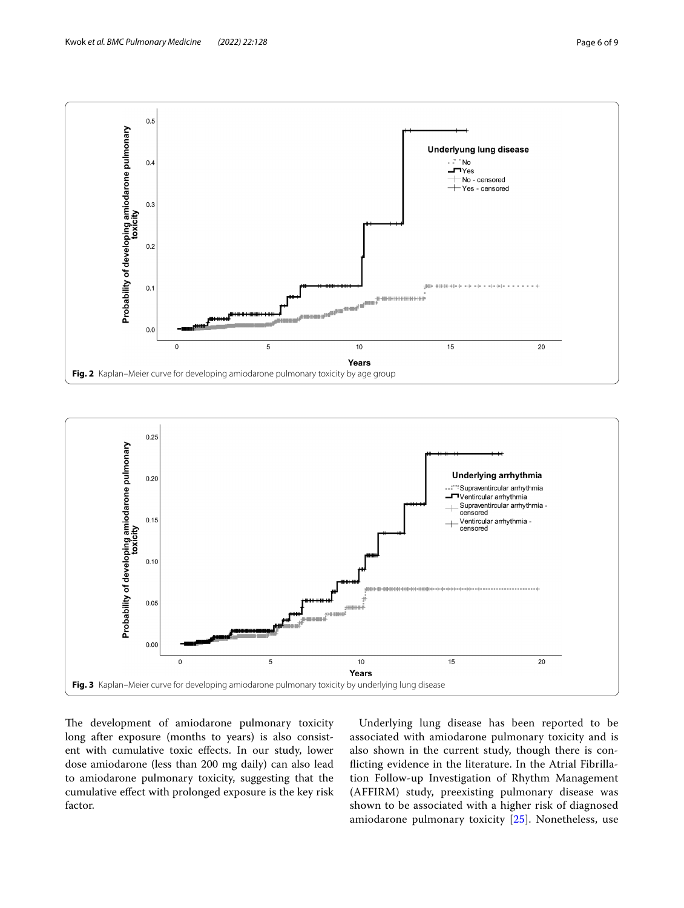Fig. 2 Kaplan–Meier curve for developing amiodarone pulmonary toxicity by age group

Fig. 3 Kaplan–Meier curve for developing amiodarone pulmonary toxicity by underlying lung disease

The development of amiodarone pulmonary toxicity long after exposure (months to years) is also consistent with cumulative toxic effects. In our study, lower dose amiodarone (less than 200 mg daily) can also lead to amiodarone pulmonary toxicity, suggesting that the cumulative effect with prolonged exposure is the key risk factor.

Underlying lung disease has been reported to be associated with amiodarone pulmonary toxicity and is also shown in the current study, though there is conflicting evidence in the literature. In the Atrial Fibrillation Follow-up Investigation of Rhythm Management (AFFIRM) study, preexisting pulmonary disease was shown to be associated with a higher risk of diagnosed amiodarone pulmonary toxicity [25]. Nonetheless, use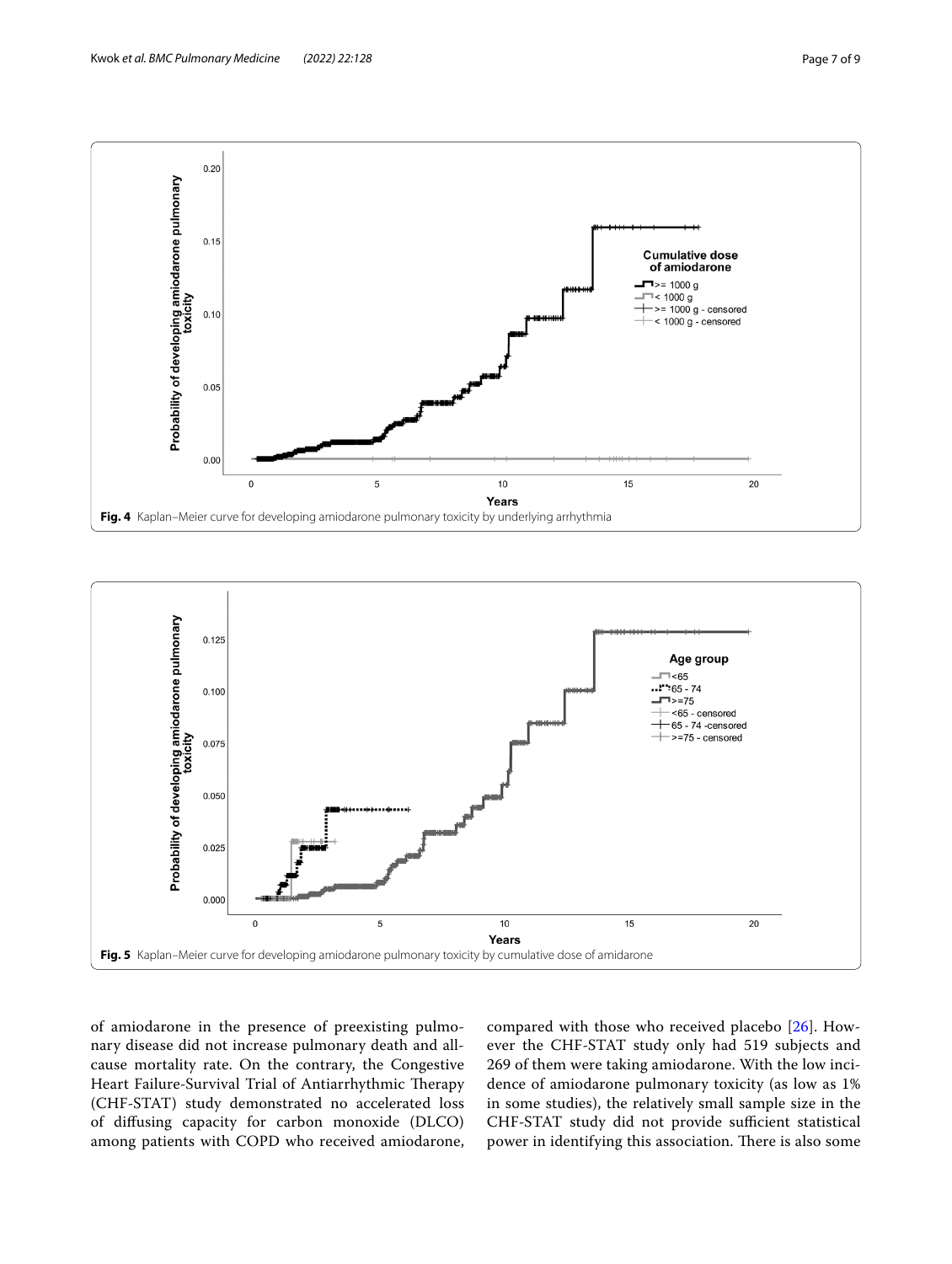**Fig. 4** Kaplan–Meier curve for developing amiodarone pulmonary toxicity by underlying arrhythmia

**Fig. 5** Kaplan–Meier curve for developing amiodarone pulmonary toxicity by cumulative dose of amidarone

of amiodarone in the presence of preexisting pulmonary disease did not increase pulmonary death and all-cause mortality rate. On the contrary, the Congestive Heart Failure-Survival Trial of Antiarrhythmic Therapy (CHF-STAT) study demonstrated no accelerated loss of diffusing capacity for carbon monoxide (DLCO) among patients with COPD who received amiodarone, compared with those who received placebo [26]. However the CHF-STAT study only had 519 subjects and 269 of them were taking amiodarone. With the low incidence of amiodarone pulmonary toxicity (as low as 1% in some studies), the relatively small sample size in the CHF-STAT study did not provide sufficient statistical power in identifying this association. There is also some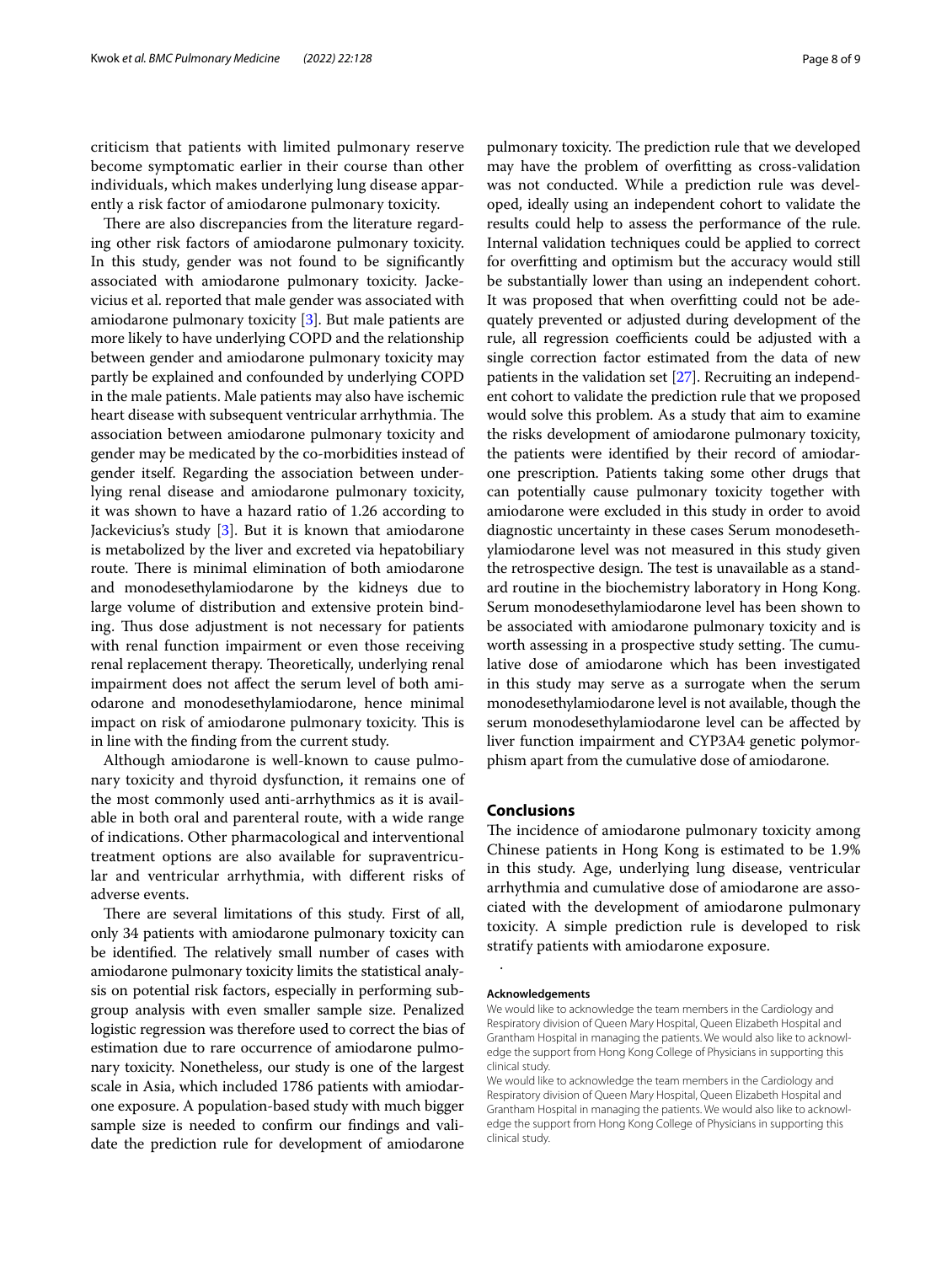criticism that patients with limited pulmonary reserve become symptomatic earlier in their course than other individuals, which makes underlying lung disease apparently a risk factor of amiodarone pulmonary toxicity.

There are also discrepancies from the literature regarding other risk factors of amiodarone pulmonary toxicity. In this study, gender was not found to be significantly associated with amiodarone pulmonary toxicity. Jackevicius et al. reported that male gender was associated with amiodarone pulmonary toxicity [3]. But male patients are more likely to have underlying COPD and the relationship between gender and amiodarone pulmonary toxicity may partly be explained and confounded by underlying COPD in the male patients. Male patients may also have ischemic heart disease with subsequent ventricular arrhythmia. The association between amiodarone pulmonary toxicity and gender may be medicated by the co-morbidities instead of gender itself. Regarding the association between underlying renal disease and amiodarone pulmonary toxicity, it was shown to have a hazard ratio of 1.26 according to Jackevicius's study [3]. But it is known that amiodarone is metabolized by the liver and excreted via hepatobiliary route. There is minimal elimination of both amiodarone and monodesethylamiodarone by the kidneys due to large volume of distribution and extensive protein binding. Thus dose adjustment is not necessary for patients with renal function impairment or even those receiving renal replacement therapy. Theoretically, underlying renal impairment does not affect the serum level of both amiodarone and monodesethylamiodarone, hence minimal impact on risk of amiodarone pulmonary toxicity. This is in line with the finding from the current study.

Although amiodarone is well-known to cause pulmonary toxicity and thyroid dysfunction, it remains one of the most commonly used anti-arrhythmics as it is available in both oral and parenteral route, with a wide range of indications. Other pharmacological and interventional treatment options are also available for supraventricular and ventricular arrhythmia, with different risks of adverse events.

There are several limitations of this study. First of all, only 34 patients with amiodarone pulmonary toxicity can be identified. The relatively small number of cases with amiodarone pulmonary toxicity limits the statistical analysis on potential risk factors, especially in performing subgroup analysis with even smaller sample size. Penalized logistic regression was therefore used to correct the bias of estimation due to rare occurrence of amiodarone pulmonary toxicity. Nonetheless, our study is one of the largest scale in Asia, which included 1786 patients with amiodarone exposure. A population-based study with much bigger sample size is needed to confirm our findings and validate the prediction rule for development of amiodarone pulmonary toxicity. The prediction rule that we developed may have the problem of overfitting as cross-validation was not conducted. While a prediction rule was developed, ideally using an independent cohort to validate the results could help to assess the performance of the rule. Internal validation techniques could be applied to correct for overfitting and optimism but the accuracy would still be substantially lower than using an independent cohort. It was proposed that when overfitting could not be adequately prevented or adjusted during development of the rule, all regression coefficients could be adjusted with a single correction factor estimated from the data of new patients in the validation set [27]. Recruiting an independent cohort to validate the prediction rule that we proposed would solve this problem. As a study that aim to examine the risks development of amiodarone pulmonary toxicity, the patients were identified by their record of amiodarone prescription. Patients taking some other drugs that can potentially cause pulmonary toxicity together with amiodarone were excluded in this study in order to avoid diagnostic uncertainty in these cases Serum monodesethylamiodarone level was not measured in this study given the retrospective design. The test is unavailable as a standard routine in the biochemistry laboratory in Hong Kong. Serum monodesethylamiodarone level has been shown to be associated with amiodarone pulmonary toxicity and is worth assessing in a prospective study setting. The cumulative dose of amiodarone which has been investigated in this study may serve as a surrogate when the serum monodesethylamiodarone level is not available, though the serum monodesethylamiodarone level can be affected by liver function impairment and CYP3A4 genetic polymorphism apart from the cumulative dose of amiodarone.

## Conclusions

The incidence of amiodarone pulmonary toxicity among Chinese patients in Hong Kong is estimated to be 1.9% in this study. Age, underlying lung disease, ventricular arrhythmia and cumulative dose of amiodarone are associated with the development of amiodarone pulmonary toxicity. A simple prediction rule is developed to risk stratify patients with amiodarone exposure.

.

**Acknowledgements**

We would like to acknowledge the team members in the Cardiology and Respiratory division of Queen Mary Hospital, Queen Elizabeth Hospital and Grantham Hospital in managing the patients. We would also like to acknowledge the support from Hong Kong College of Physicians in supporting this clinical study.

We would like to acknowledge the team members in the Cardiology and Respiratory division of Queen Mary Hospital, Queen Elizabeth Hospital and Grantham Hospital in managing the patients. We would also like to acknowledge the support from Hong Kong College of Physicians in supporting this clinical study.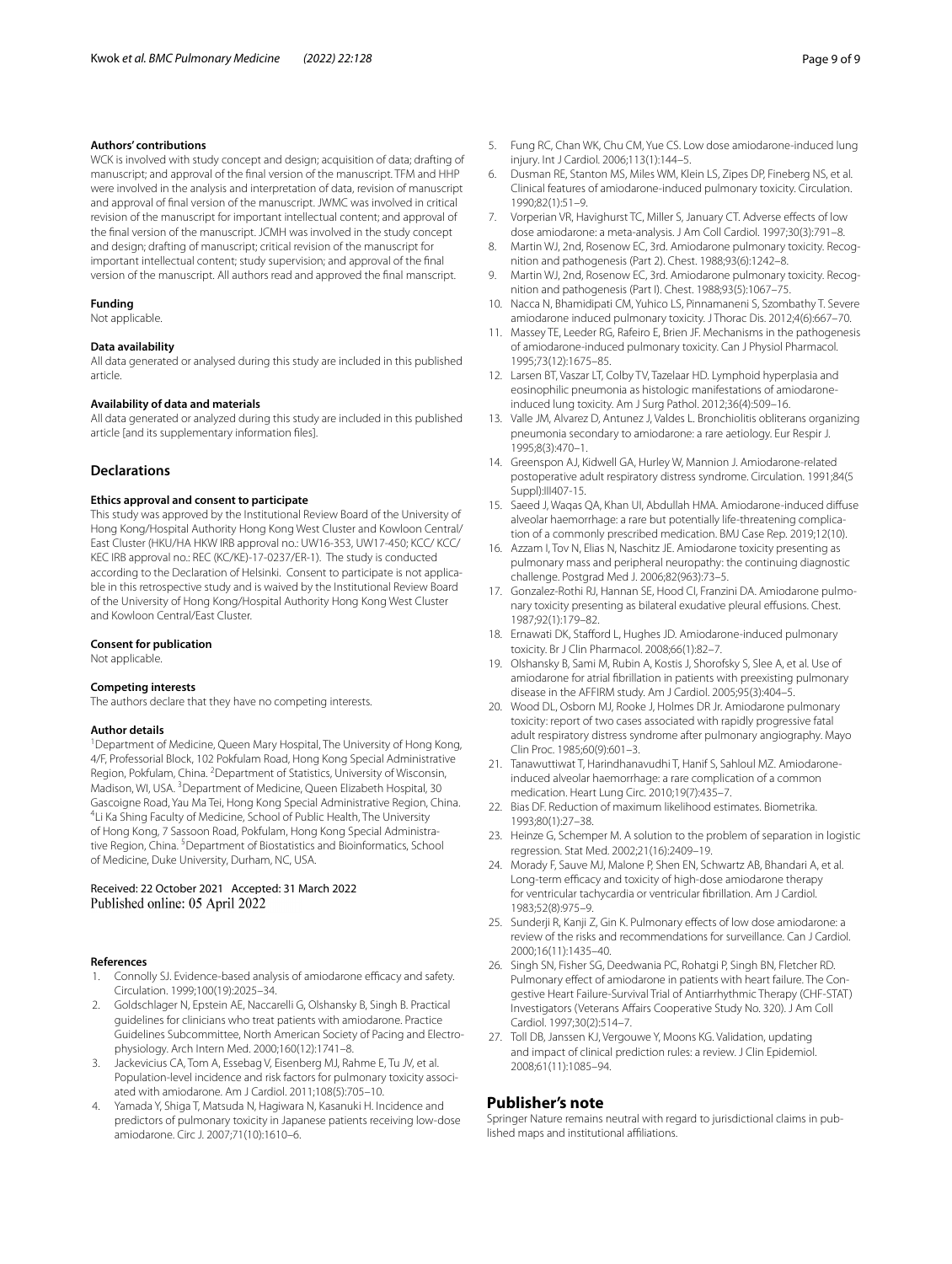#### Authors' contributions

WCK is involved with study concept and design; acquisition of data; drafting of manuscript; and approval of the final version of the manuscript. TFM and HHP were involved in the analysis and interpretation of data, revision of manuscript and approval of final version of the manuscript. JWMC was involved in critical revision of the manuscript for important intellectual content; and approval of the final version of the manuscript. JCMH was involved in the study concept and design; drafting of manuscript; critical revision of the manuscript for important intellectual content; study supervision; and approval of the final version of the manuscript. All authors read and approved the final manscript.

#### Funding

Not applicable.

#### Data availability

All data generated or analysed during this study are included in this published article.

#### Availability of data and materials

All data generated or analyzed during this study are included in this published article [and its supplementary information files].

## Declarations

#### Ethics approval and consent to participate

This study was approved by the Institutional Review Board of the University of Hong Kong/Hospital Authority Hong Kong West Cluster and Kowloon Central/East Cluster (HKU/HA HKW IRB approval no.: UW16-353, UW17-450; KCC/ KCC/ KEC IRB approval no.: REC (KC/KE)-17-0237/ER-1). The study is conducted according to the Declaration of Helsinki. Consent to participate is not applicable in this retrospective study and is waived by the Institutional Review Board of the University of Hong Kong/Hospital Authority Hong Kong West Cluster and Kowloon Central/East Cluster.

#### Consent for publication

Not applicable.

#### Competing interests

The authors declare that they have no competing interests.

#### Author details

[1]Department of Medicine, Queen Mary Hospital, The University of Hong Kong, 4/F, Professorial Block, 102 Pokfulam Road, Hong Kong Special Administrative Region, Pokfulam, China. [2]Department of Statistics, University of Wisconsin, Madison, WI, USA. [3]Department of Medicine, Queen Elizabeth Hospital, 30 Gascoigne Road, Yau Ma Tei, Hong Kong Special Administrative Region, China. [4]Li Ka Shing Faculty of Medicine, School of Public Health, The University of Hong Kong, 7 Sassoon Road, Pokfulam, Hong Kong Special Administrative Region, China. [5]Department of Biostatistics and Bioinformatics, School of Medicine, Duke University, Durham, NC, USA.

Received: 22 October 2021 Accepted: 31 March 2022
Published online: 05 April 2022

#### References

1. Connolly SJ. Evidence-based analysis of amiodarone efficacy and safety. Circulation. 1999;100(19):2025–34.
2. Goldschlager N, Epstein AE, Naccarelli G, Olshansky B, Singh B. Practical guidelines for clinicians who treat patients with amiodarone. Practice Guidelines Subcommittee, North American Society of Pacing and Electrophysiology. Arch Intern Med. 2000;160(12):1741–8.
3. Jackevicius CA, Tom A, Essebag V, Eisenberg MJ, Rahme E, Tu JV, et al. Population-level incidence and risk factors for pulmonary toxicity associated with amiodarone. Am J Cardiol. 2011;108(5):705–10.
4. Yamada Y, Shiga T, Matsuda N, Hagiwara N, Kasanuki H. Incidence and predictors of pulmonary toxicity in Japanese patients receiving low-dose amiodarone. Circ J. 2007;71(10):1610–6.
5. Fung RC, Chan WK, Chu CM, Yue CS. Low dose amiodarone-induced lung injury. Int J Cardiol. 2006;113(1):144–5.
6. Dusman RE, Stanton MS, Miles WM, Klein LS, Zipes DP, Fineberg NS, et al. Clinical features of amiodarone-induced pulmonary toxicity. Circulation. 1990;82(1):51–9.
7. Vorperian VR, Havighurst TC, Miller S, January CT. Adverse effects of low dose amiodarone: a meta-analysis. J Am Coll Cardiol. 1997;30(3):791–8.
8. Martin WJ, 2nd, Rosenow EC, 3rd. Amiodarone pulmonary toxicity. Recognition and pathogenesis (Part 2). Chest. 1988;93(6):1242–8.
9. Martin WJ, 2nd, Rosenow EC, 3rd. Amiodarone pulmonary toxicity. Recognition and pathogenesis (Part I). Chest. 1988;93(5):1067–75.
10. Nacca N, Bhamidipati CM, Yuhico LS, Pinnamaneni S, Szombathy T. Severe amiodarone induced pulmonary toxicity. J Thorac Dis. 2012;4(6):667–70.
11. Massey TE, Leeder RG, Rafeiro E, Brien JF. Mechanisms in the pathogenesis of amiodarone-induced pulmonary toxicity. Can J Physiol Pharmacol. 1995;73(12):1675–85.
12. Larsen BT, Vaszar LT, Colby TV, Tazelaar HD. Lymphoid hyperplasia and eosinophilic pneumonia as histologic manifestations of amiodarone-induced lung toxicity. Am J Surg Pathol. 2012;36(4):509–16.
13. Valle JM, Alvarez D, Antunez J, Valdes L. Bronchiolitis obliterans organizing pneumonia secondary to amiodarone: a rare aetiology. Eur Respir J. 1995;8(3):470–1.
14. Greenspon AJ, Kidwell GA, Hurley W, Mannion J. Amiodarone-related postoperative adult respiratory distress syndrome. Circulation. 1991;84(5 Suppl):III407-15.
15. Saeed J, Waqas QA, Khan UI, Abdullah HMA. Amiodarone-induced diffuse alveolar haemorrhage: a rare but potentially life-threatening complication of a commonly prescribed medication. BMJ Case Rep. 2019;12(10).
16. Azzam I, Tov N, Elias N, Naschitz JE. Amiodarone toxicity presenting as pulmonary mass and peripheral neuropathy: the continuing diagnostic challenge. Postgrad Med J. 2006;82(963):73–5.
17. Gonzalez-Rothi RJ, Hannan SE, Hood CI, Franzini DA. Amiodarone pulmonary toxicity presenting as bilateral exudative pleural effusions. Chest. 1987;92(1):179–82.
18. Ernawati DK, Stafford L, Hughes JD. Amiodarone-induced pulmonary toxicity. Br J Clin Pharmacol. 2008;66(1):82–7.
19. Olshansky B, Sami M, Rubin A, Kostis J, Shorofsky S, Slee A, et al. Use of amiodarone for atrial fibrillation in patients with preexisting pulmonary disease in the AFFIRM study. Am J Cardiol. 2005;95(3):404–5.
20. Wood DL, Osborn MJ, Rooke J, Holmes DR Jr. Amiodarone pulmonary toxicity: report of two cases associated with rapidly progressive fatal adult respiratory distress syndrome after pulmonary angiography. Mayo Clin Proc. 1985;60(9):601–3.
21. Tanawuttiwat T, Harindhanavudhi T, Hanif S, Sahloul MZ. Amiodarone-induced alveolar haemorrhage: a rare complication of a common medication. Heart Lung Circ. 2010;19(7):435–7.
22. Bias DF. Reduction of maximum likelihood estimates. Biometrika. 1993;80(1):27–38.
23. Heinze G, Schemper M. A solution to the problem of separation in logistic regression. Stat Med. 2002;21(16):2409–19.
24. Morady F, Sauve MJ, Malone P, Shen EN, Schwartz AB, Bhandari A, et al. Long-term efficacy and toxicity of high-dose amiodarone therapy for ventricular tachycardia or ventricular fibrillation. Am J Cardiol. 1983;52(8):975–9.
25. Sunderji R, Kanji Z, Gin K. Pulmonary effects of low dose amiodarone: a review of the risks and recommendations for surveillance. Can J Cardiol. 2000;16(11):1435–40.
26. Singh SN, Fisher SG, Deedwania PC, Rohatgi P, Singh BN, Fletcher RD. Pulmonary effect of amiodarone in patients with heart failure. The Congestive Heart Failure-Survival Trial of Antiarrhythmic Therapy (CHF-STAT) Investigators (Veterans Affairs Cooperative Study No. 320). J Am Coll Cardiol. 1997;30(2):514–7.
27. Toll DB, Janssen KJ, Vergouwe Y, Moons KG. Validation, updating and impact of clinical prediction rules: a review. J Clin Epidemiol. 2008;61(11):1085–94.

## Publisher's note

Springer Nature remains neutral with regard to jurisdictional claims in published maps and institutional affiliations.